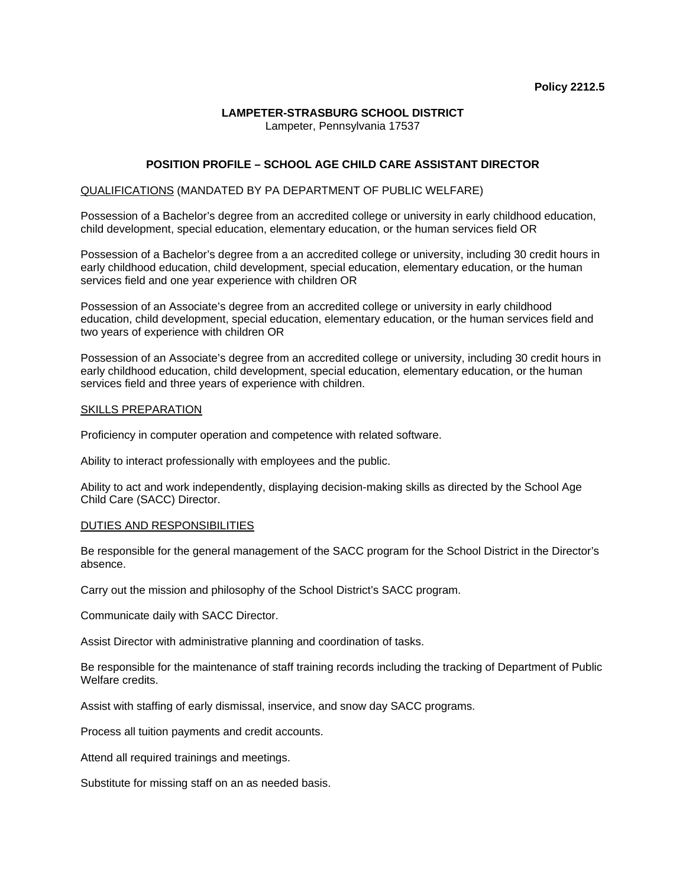**Policy 2212.5**

**LAMPETER-STRASBURG SCHOOL DISTRICT**
Lampeter, Pennsylvania 17537

# POSITION PROFILE – SCHOOL AGE CHILD CARE ASSISTANT DIRECTOR

## QUALIFICATIONS (MANDATED BY PA DEPARTMENT OF PUBLIC WELFARE)

Possession of a Bachelor's degree from an accredited college or university in early childhood education, child development, special education, elementary education, or the human services field OR

Possession of a Bachelor's degree from a an accredited college or university, including 30 credit hours in early childhood education, child development, special education, elementary education, or the human services field and one year experience with children OR

Possession of an Associate's degree from an accredited college or university in early childhood education, child development, special education, elementary education, or the human services field and two years of experience with children OR

Possession of an Associate's degree from an accredited college or university, including 30 credit hours in early childhood education, child development, special education, elementary education, or the human services field and three years of experience with children.

## SKILLS PREPARATION

Proficiency in computer operation and competence with related software.

Ability to interact professionally with employees and the public.

Ability to act and work independently, displaying decision-making skills as directed by the School Age Child Care (SACC) Director.

## DUTIES AND RESPONSIBILITIES

Be responsible for the general management of the SACC program for the School District in the Director's absence.

Carry out the mission and philosophy of the School District's SACC program.

Communicate daily with SACC Director.

Assist Director with administrative planning and coordination of tasks.

Be responsible for the maintenance of staff training records including the tracking of Department of Public Welfare credits.

Assist with staffing of early dismissal, inservice, and snow day SACC programs.

Process all tuition payments and credit accounts.

Attend all required trainings and meetings.

Substitute for missing staff on an as needed basis.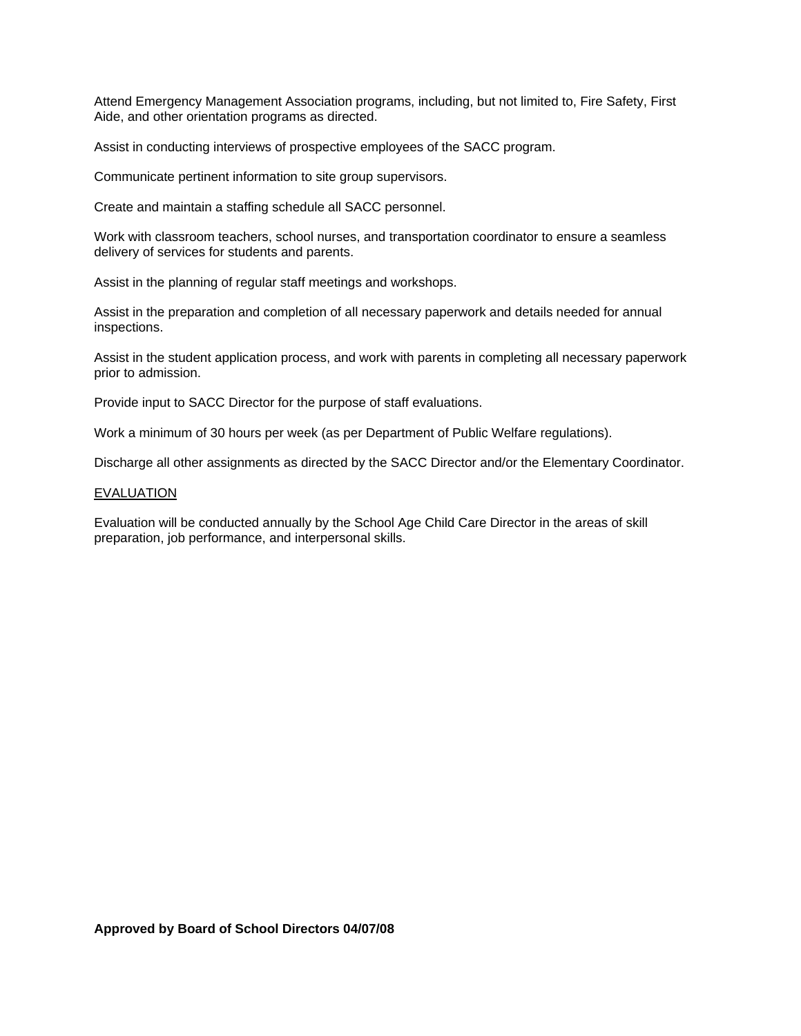Attend Emergency Management Association programs, including, but not limited to, Fire Safety, First Aide, and other orientation programs as directed.

Assist in conducting interviews of prospective employees of the SACC program.

Communicate pertinent information to site group supervisors.

Create and maintain a staffing schedule all SACC personnel.

Work with classroom teachers, school nurses, and transportation coordinator to ensure a seamless delivery of services for students and parents.

Assist in the planning of regular staff meetings and workshops.

Assist in the preparation and completion of all necessary paperwork and details needed for annual inspections.

Assist in the student application process, and work with parents in completing all necessary paperwork prior to admission.

Provide input to SACC Director for the purpose of staff evaluations.

Work a minimum of 30 hours per week (as per Department of Public Welfare regulations).

Discharge all other assignments as directed by the SACC Director and/or the Elementary Coordinator.

<u>EVALUATION</u>

Evaluation will be conducted annually by the School Age Child Care Director in the areas of skill preparation, job performance, and interpersonal skills.

**Approved by Board of School Directors 04/07/08**